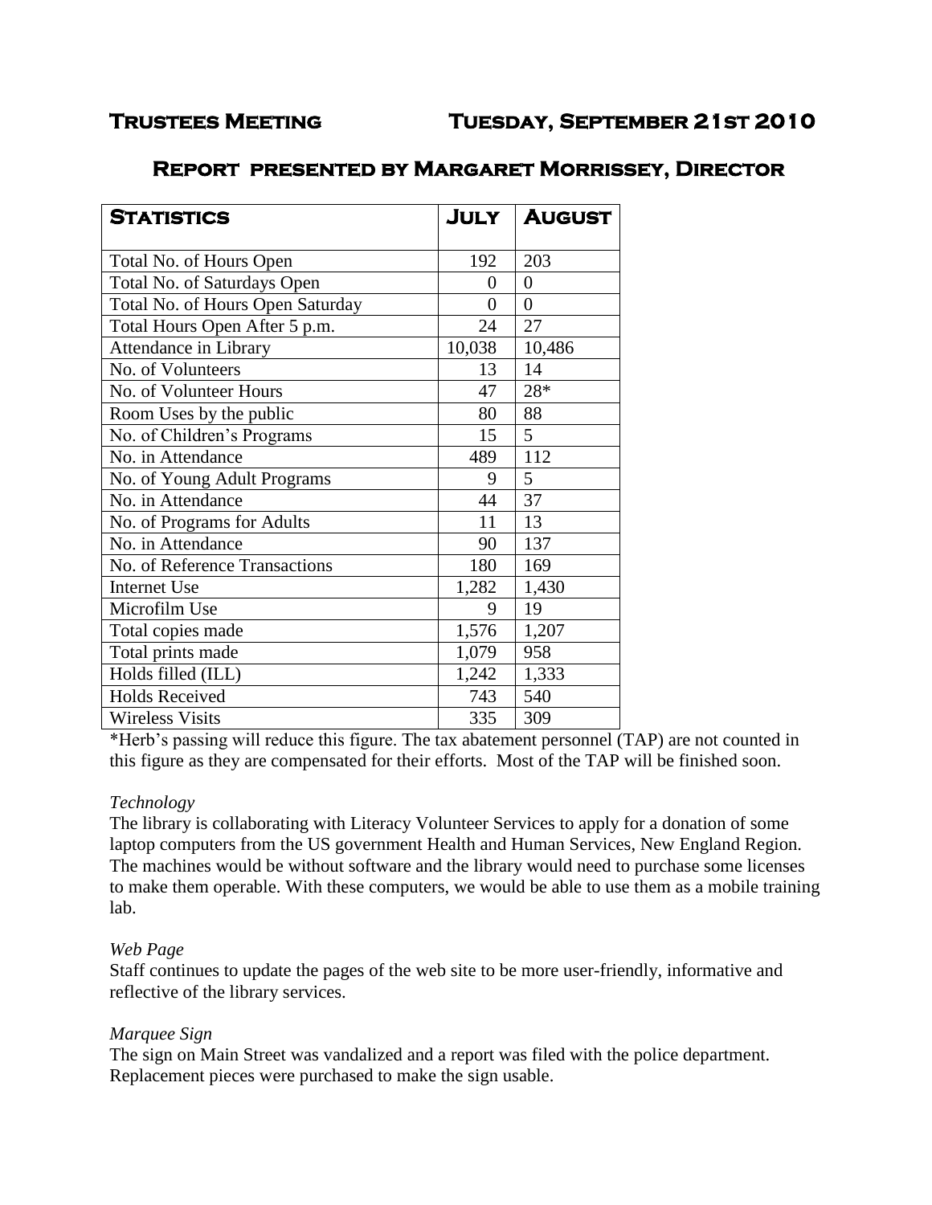# Trustees Meeting Tuesday, September 21st 2010

## Report presented by Margaret Morrissey, Director

| Statistics | July | August |
| --- | --- | --- |
| Total No. of Hours Open | 192 | 203 |
| Total No. of Saturdays Open | 0 | 0 |
| Total No. of Hours Open Saturday | 0 | 0 |
| Total Hours Open After 5 p.m. | 24 | 27 |
| Attendance in Library | 10,038 | 10,486 |
| No. of Volunteers | 13 | 14 |
| No. of Volunteer Hours | 47 | 28* |
| Room Uses by the public | 80 | 88 |
| No. of Children's Programs | 15 | 5 |
| No. in Attendance | 489 | 112 |
| No. of Young Adult Programs | 9 | 5 |
| No. in Attendance | 44 | 37 |
| No. of Programs for Adults | 11 | 13 |
| No. in Attendance | 90 | 137 |
| No. of Reference Transactions | 180 | 169 |
| Internet Use | 1,282 | 1,430 |
| Microfilm Use | 9 | 19 |
| Total copies made | 1,576 | 1,207 |
| Total prints made | 1,079 | 958 |
| Holds filled (ILL) | 1,242 | 1,333 |
| Holds Received | 743 | 540 |
| Wireless Visits | 335 | 309 |

*Herb's passing will reduce this figure. The tax abatement personnel (TAP) are not counted in this figure as they are compensated for their efforts. Most of the TAP will be finished soon.

*Technology*

The library is collaborating with Literacy Volunteer Services to apply for a donation of some laptop computers from the US government Health and Human Services, New England Region. The machines would be without software and the library would need to purchase some licenses to make them operable. With these computers, we would be able to use them as a mobile training lab.

*Web Page*

Staff continues to update the pages of the web site to be more user-friendly, informative and reflective of the library services.

*Marquee Sign*

The sign on Main Street was vandalized and a report was filed with the police department. Replacement pieces were purchased to make the sign usable.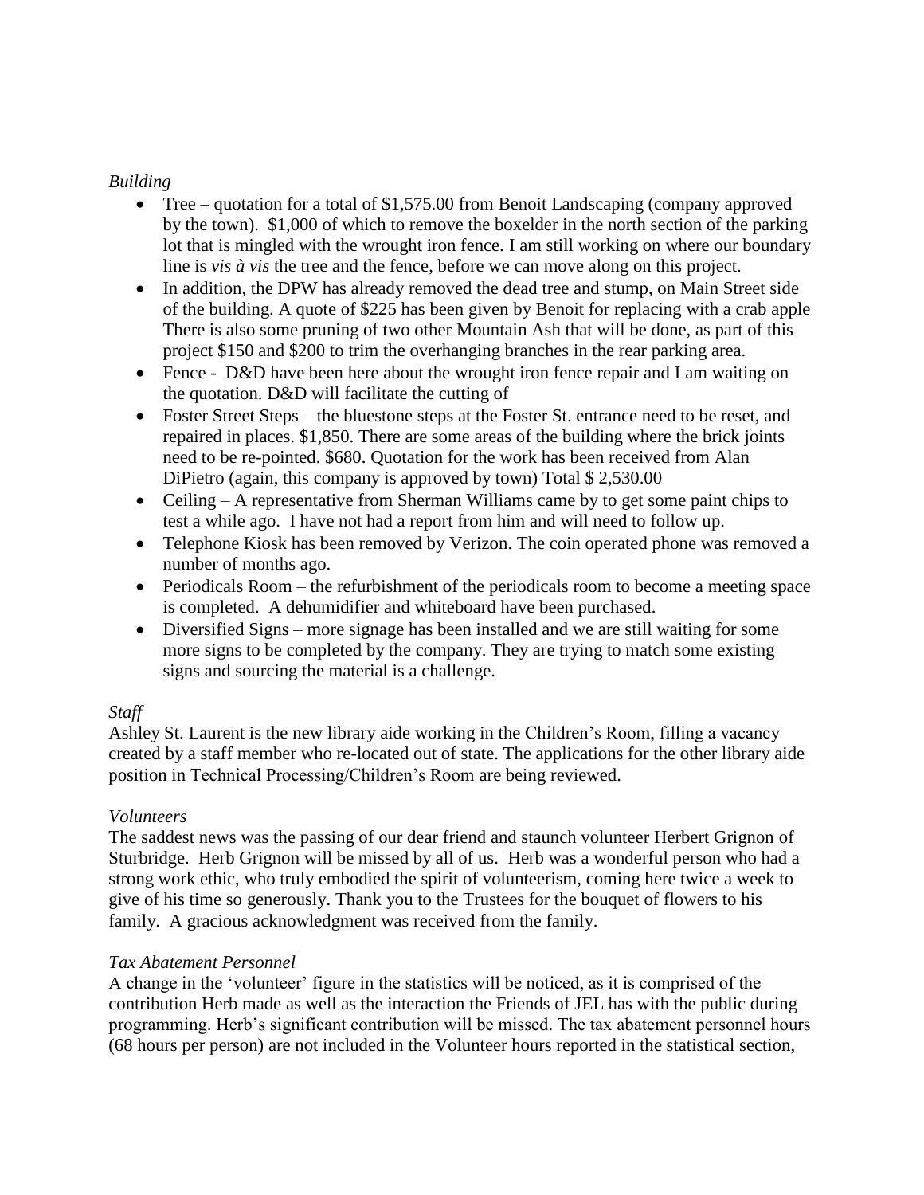*Building*

- Tree – quotation for a total of $1,575.00 from Benoit Landscaping (company approved by the town). $1,000 of which to remove the boxelder in the north section of the parking lot that is mingled with the wrought iron fence. I am still working on where our boundary line is *vis à vis* the tree and the fence, before we can move along on this project.
- In addition, the DPW has already removed the dead tree and stump, on Main Street side of the building. A quote of $225 has been given by Benoit for replacing with a crab apple There is also some pruning of two other Mountain Ash that will be done, as part of this project $150 and $200 to trim the overhanging branches in the rear parking area.
- Fence - D&D have been here about the wrought iron fence repair and I am waiting on the quotation. D&D will facilitate the cutting of
- Foster Street Steps – the bluestone steps at the Foster St. entrance need to be reset, and repaired in places. $1,850. There are some areas of the building where the brick joints need to be re-pointed. $680. Quotation for the work has been received from Alan DiPietro (again, this company is approved by town) Total $ 2,530.00
- Ceiling – A representative from Sherman Williams came by to get some paint chips to test a while ago. I have not had a report from him and will need to follow up.
- Telephone Kiosk has been removed by Verizon. The coin operated phone was removed a number of months ago.
- Periodicals Room – the refurbishment of the periodicals room to become a meeting space is completed. A dehumidifier and whiteboard have been purchased.
- Diversified Signs – more signage has been installed and we are still waiting for some more signs to be completed by the company. They are trying to match some existing signs and sourcing the material is a challenge.

*Staff*

Ashley St. Laurent is the new library aide working in the Children's Room, filling a vacancy created by a staff member who re-located out of state. The applications for the other library aide position in Technical Processing/Children's Room are being reviewed.

*Volunteers*

The saddest news was the passing of our dear friend and staunch volunteer Herbert Grignon of Sturbridge. Herb Grignon will be missed by all of us. Herb was a wonderful person who had a strong work ethic, who truly embodied the spirit of volunteerism, coming here twice a week to give of his time so generously. Thank you to the Trustees for the bouquet of flowers to his family. A gracious acknowledgment was received from the family.

*Tax Abatement Personnel*

A change in the 'volunteer' figure in the statistics will be noticed, as it is comprised of the contribution Herb made as well as the interaction the Friends of JEL has with the public during programming. Herb's significant contribution will be missed. The tax abatement personnel hours (68 hours per person) are not included in the Volunteer hours reported in the statistical section,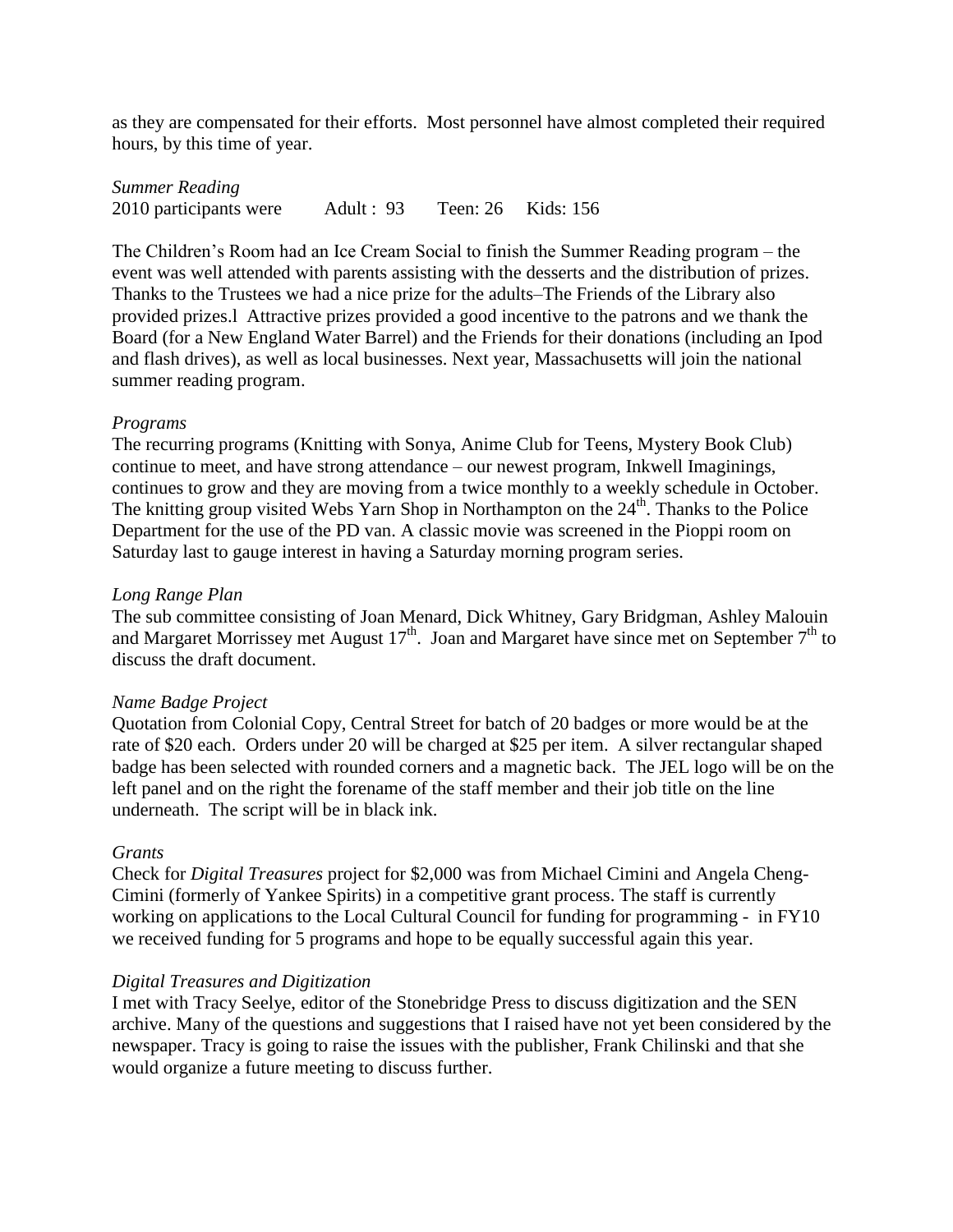as they are compensated for their efforts. Most personnel have almost completed their required hours, by this time of year.

*Summer Reading*

2010 participants were Adult : 93 Teen: 26 Kids: 156

The Children's Room had an Ice Cream Social to finish the Summer Reading program – the event was well attended with parents assisting with the desserts and the distribution of prizes. Thanks to the Trustees we had a nice prize for the adults–The Friends of the Library also provided prizes.l Attractive prizes provided a good incentive to the patrons and we thank the Board (for a New England Water Barrel) and the Friends for their donations (including an Ipod and flash drives), as well as local businesses. Next year, Massachusetts will join the national summer reading program.

*Programs*

The recurring programs (Knitting with Sonya, Anime Club for Teens, Mystery Book Club) continue to meet, and have strong attendance – our newest program, Inkwell Imaginings, continues to grow and they are moving from a twice monthly to a weekly schedule in October. The knitting group visited Webs Yarn Shop in Northampton on the 24th. Thanks to the Police Department for the use of the PD van. A classic movie was screened in the Pioppi room on Saturday last to gauge interest in having a Saturday morning program series.

*Long Range Plan*

The sub committee consisting of Joan Menard, Dick Whitney, Gary Bridgman, Ashley Malouin and Margaret Morrissey met August 17th. Joan and Margaret have since met on September 7th to discuss the draft document.

*Name Badge Project*

Quotation from Colonial Copy, Central Street for batch of 20 badges or more would be at the rate of $20 each. Orders under 20 will be charged at $25 per item. A silver rectangular shaped badge has been selected with rounded corners and a magnetic back. The JEL logo will be on the left panel and on the right the forename of the staff member and their job title on the line underneath. The script will be in black ink.

*Grants*

Check for *Digital Treasures* project for $2,000 was from Michael Cimini and Angela Cheng-Cimini (formerly of Yankee Spirits) in a competitive grant process. The staff is currently working on applications to the Local Cultural Council for funding for programming - in FY10 we received funding for 5 programs and hope to be equally successful again this year.

*Digital Treasures and Digitization*

I met with Tracy Seelye, editor of the Stonebridge Press to discuss digitization and the SEN archive. Many of the questions and suggestions that I raised have not yet been considered by the newspaper. Tracy is going to raise the issues with the publisher, Frank Chilinski and that she would organize a future meeting to discuss further.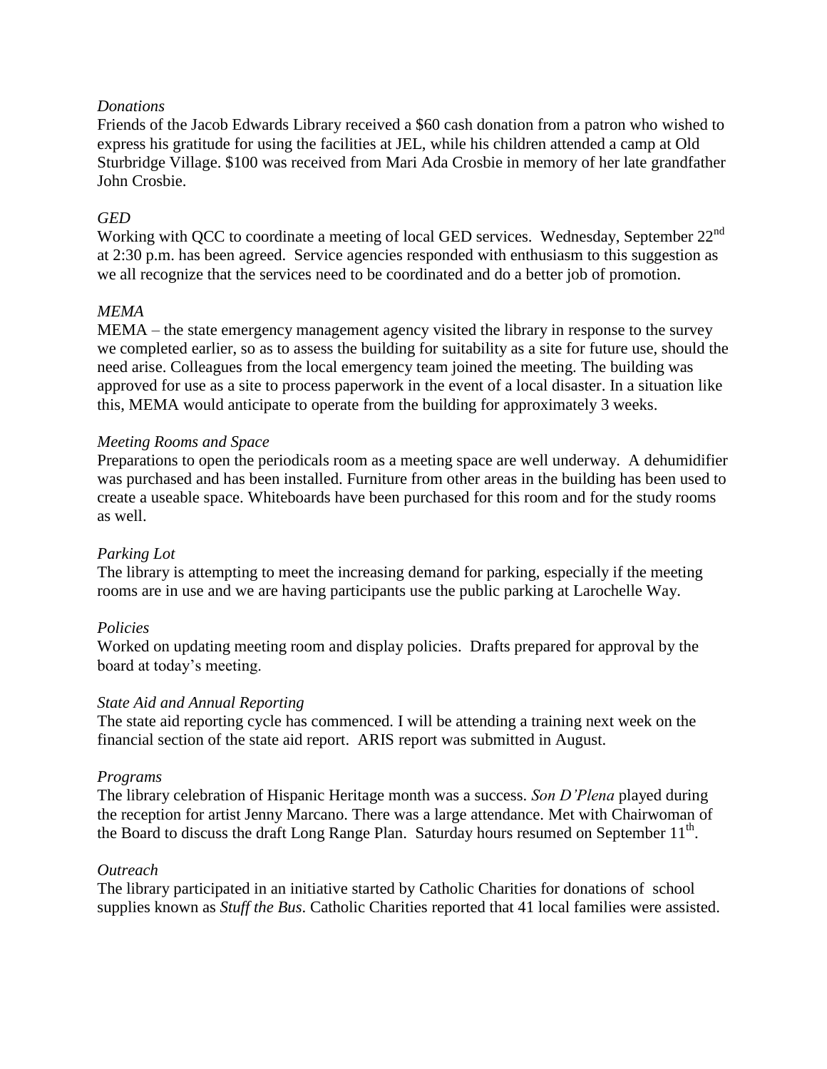*Donations*

Friends of the Jacob Edwards Library received a $60 cash donation from a patron who wished to express his gratitude for using the facilities at JEL, while his children attended a camp at Old Sturbridge Village. $100 was received from Mari Ada Crosbie in memory of her late grandfather John Crosbie.

*GED*

Working with QCC to coordinate a meeting of local GED services. Wednesday, September 22nd at 2:30 p.m. has been agreed. Service agencies responded with enthusiasm to this suggestion as we all recognize that the services need to be coordinated and do a better job of promotion.

*MEMA*

MEMA – the state emergency management agency visited the library in response to the survey we completed earlier, so as to assess the building for suitability as a site for future use, should the need arise. Colleagues from the local emergency team joined the meeting. The building was approved for use as a site to process paperwork in the event of a local disaster. In a situation like this, MEMA would anticipate to operate from the building for approximately 3 weeks.

*Meeting Rooms and Space*

Preparations to open the periodicals room as a meeting space are well underway. A dehumidifier was purchased and has been installed. Furniture from other areas in the building has been used to create a useable space. Whiteboards have been purchased for this room and for the study rooms as well.

*Parking Lot*

The library is attempting to meet the increasing demand for parking, especially if the meeting rooms are in use and we are having participants use the public parking at Larochelle Way.

*Policies*

Worked on updating meeting room and display policies. Drafts prepared for approval by the board at today's meeting.

*State Aid and Annual Reporting*

The state aid reporting cycle has commenced. I will be attending a training next week on the financial section of the state aid report. ARIS report was submitted in August.

*Programs*

The library celebration of Hispanic Heritage month was a success. *Son D'Plena* played during the reception for artist Jenny Marcano. There was a large attendance. Met with Chairwoman of the Board to discuss the draft Long Range Plan. Saturday hours resumed on September 11th.

*Outreach*

The library participated in an initiative started by Catholic Charities for donations of school supplies known as *Stuff the Bus*. Catholic Charities reported that 41 local families were assisted.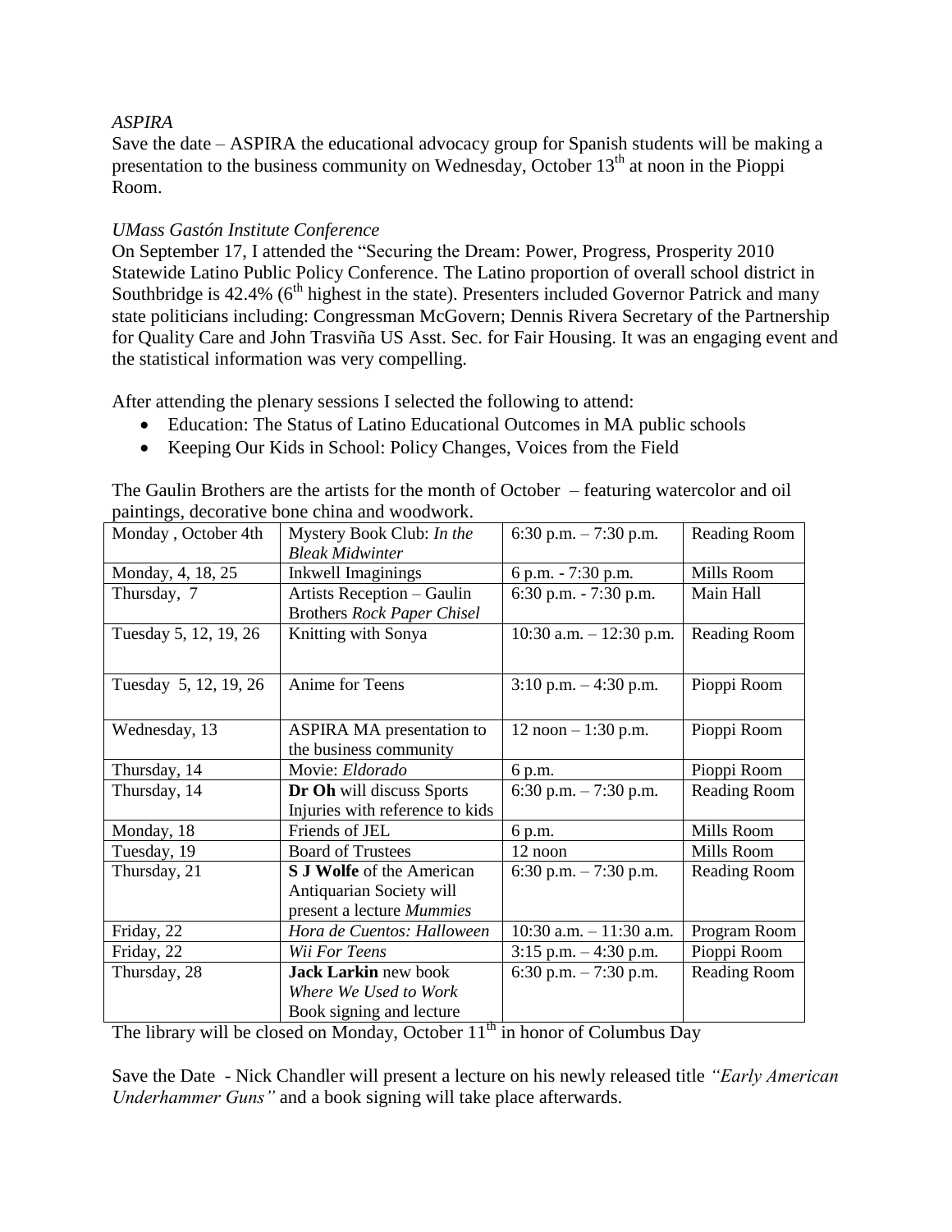*ASPIRA*

Save the date – ASPIRA the educational advocacy group for Spanish students will be making a presentation to the business community on Wednesday, October 13th at noon in the Pioppi Room.

*UMass Gastón Institute Conference*

On September 17, I attended the "Securing the Dream: Power, Progress, Prosperity 2010 Statewide Latino Public Policy Conference. The Latino proportion of overall school district in Southbridge is 42.4% (6th highest in the state). Presenters included Governor Patrick and many state politicians including: Congressman McGovern; Dennis Rivera Secretary of the Partnership for Quality Care and John Trasviña US Asst. Sec. for Fair Housing. It was an engaging event and the statistical information was very compelling.

After attending the plenary sessions I selected the following to attend:

- Education: The Status of Latino Educational Outcomes in MA public schools
- Keeping Our Kids in School: Policy Changes, Voices from the Field

The Gaulin Brothers are the artists for the month of October – featuring watercolor and oil paintings, decorative bone china and woodwork.

| | | | |
|---|---|---|---|
| Monday , October 4th | Mystery Book Club: *In the Bleak Midwinter* | 6:30 p.m. – 7:30 p.m. | Reading Room |
| Monday, 4, 18, 25 | Inkwell Imaginings | 6 p.m. - 7:30 p.m. | Mills Room |
| Thursday, 7 | Artists Reception – Gaulin Brothers *Rock Paper Chisel* | 6:30 p.m. - 7:30 p.m. | Main Hall |
| Tuesday 5, 12, 19, 26 | Knitting with Sonya | 10:30 a.m. – 12:30 p.m. | Reading Room |
| Tuesday 5, 12, 19, 26 | Anime for Teens | 3:10 p.m. – 4:30 p.m. | Pioppi Room |
| Wednesday, 13 | ASPIRA MA presentation to the business community | 12 noon – 1:30 p.m. | Pioppi Room |
| Thursday, 14 | Movie: *Eldorado* | 6 p.m. | Pioppi Room |
| Thursday, 14 | **Dr Oh** will discuss Sports Injuries with reference to kids | 6:30 p.m. – 7:30 p.m. | Reading Room |
| Monday, 18 | Friends of JEL | 6 p.m. | Mills Room |
| Tuesday, 19 | Board of Trustees | 12 noon | Mills Room |
| Thursday, 21 | **S J Wolfe** of the American Antiquarian Society will present a lecture *Mummies* | 6:30 p.m. – 7:30 p.m. | Reading Room |
| Friday, 22 | *Hora de Cuentos: Halloween* | 10:30 a.m. – 11:30 a.m. | Program Room |
| Friday, 22 | *Wii For Teens* | 3:15 p.m. – 4:30 p.m. | Pioppi Room |
| Thursday, 28 | **Jack Larkin** new book *Where We Used to Work* Book signing and lecture | 6:30 p.m. – 7:30 p.m. | Reading Room |

The library will be closed on Monday, October 11th in honor of Columbus Day

Save the Date - Nick Chandler will present a lecture on his newly released title *"Early American Underhammer Guns"* and a book signing will take place afterwards.